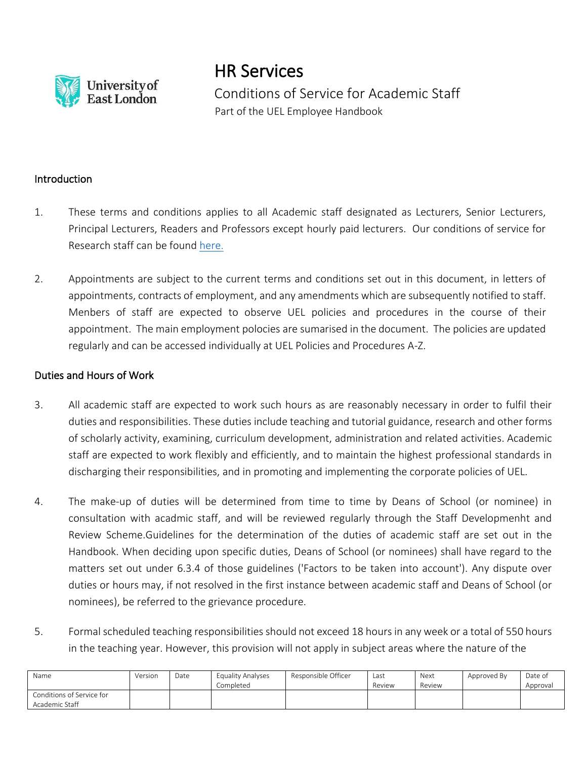# HR Services

Conditions of Service for Academic Staff

Part of the UEL Employee Handbook

## Introduction

1. These terms and conditions applies to all Academic staff designated as Lecturers, Senior Lecturers, Principal Lecturers, Readers and Professors except hourly paid lecturers. Our conditions of service for Research staff can be found here.

2. Appointments are subject to the current terms and conditions set out in this document, in letters of appointments, contracts of employment, and any amendments which are subsequently notified to staff. Menbers of staff are expected to observe UEL policies and procedures in the course of their appointment. The main employment polocies are sumarised in the document. The policies are updated regularly and can be accessed individually at UEL Policies and Procedures A-Z.

## Duties and Hours of Work

3. All academic staff are expected to work such hours as are reasonably necessary in order to fulfil their duties and responsibilities. These duties include teaching and tutorial guidance, research and other forms of scholarly activity, examining, curriculum development, administration and related activities. Academic staff are expected to work flexibly and efficiently, and to maintain the highest professional standards in discharging their responsibilities, and in promoting and implementing the corporate policies of UEL.

4. The make-up of duties will be determined from time to time by Deans of School (or nominee) in consultation with acadmic staff, and will be reviewed regularly through the Staff Developmenht and Review Scheme.Guidelines for the determination of the duties of academic staff are set out in the Handbook. When deciding upon specific duties, Deans of School (or nominees) shall have regard to the matters set out under 6.3.4 of those guidelines ('Factors to be taken into account'). Any dispute over duties or hours may, if not resolved in the first instance between academic staff and Deans of School (or nominees), be referred to the grievance procedure.

5. Formal scheduled teaching responsibilities should not exceed 18 hours in any week or a total of 550 hours in the teaching year. However, this provision will not apply in subject areas where the nature of the

| Name | Version | Date | Equality Analyses Completed | Responsible Officer | Last Review | Next Review | Approved By | Date of Approval |
|---|---|---|---|---|---|---|---|---|
| Conditions of Service for Academic Staff | | | | | | | | |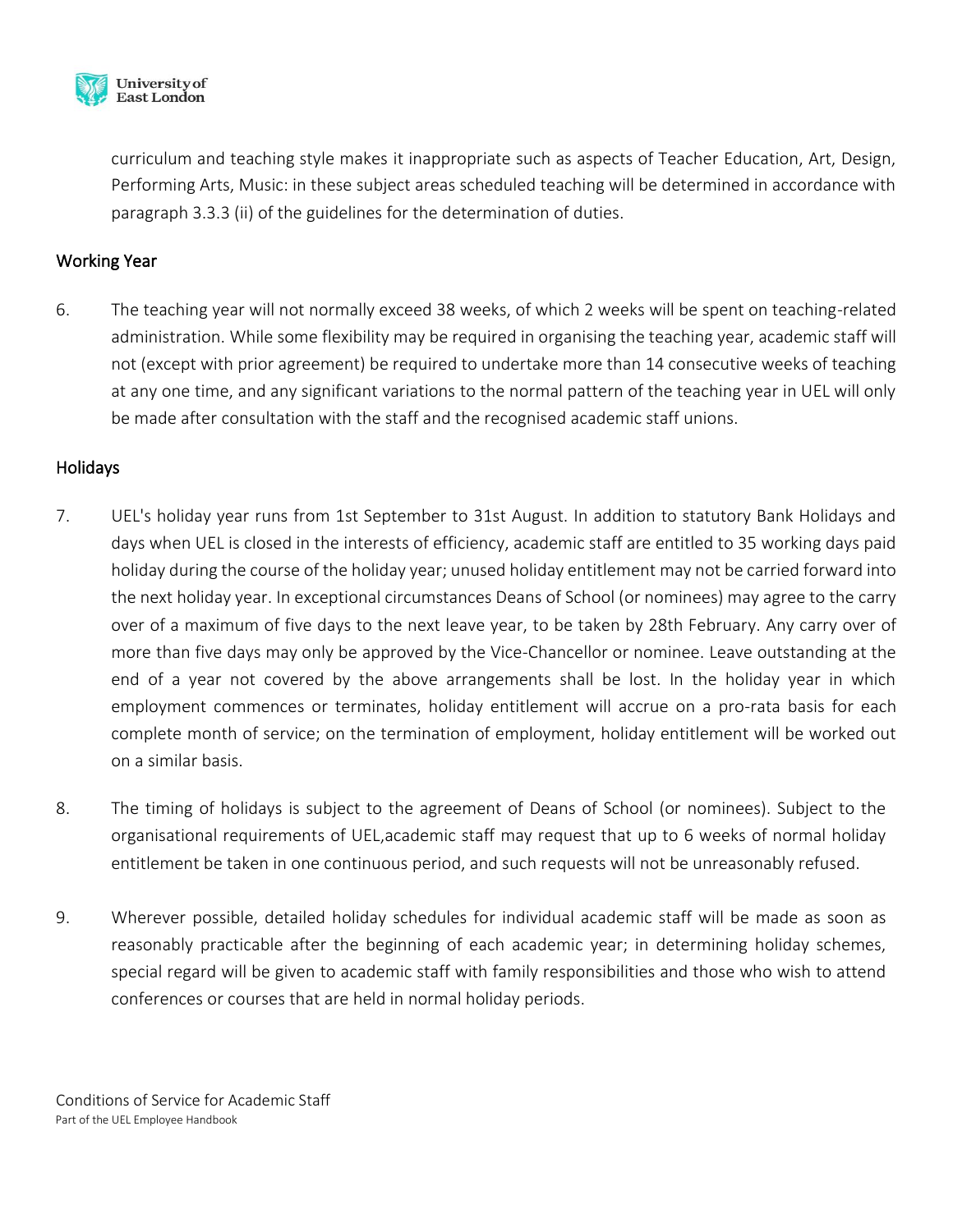curriculum and teaching style makes it inappropriate such as aspects of Teacher Education, Art, Design, Performing Arts, Music: in these subject areas scheduled teaching will be determined in accordance with paragraph 3.3.3 (ii) of the guidelines for the determination of duties.

## Working Year

6. The teaching year will not normally exceed 38 weeks, of which 2 weeks will be spent on teaching-related administration. While some flexibility may be required in organising the teaching year, academic staff will not (except with prior agreement) be required to undertake more than 14 consecutive weeks of teaching at any one time, and any significant variations to the normal pattern of the teaching year in UEL will only be made after consultation with the staff and the recognised academic staff unions.

## Holidays

7. UEL's holiday year runs from 1st September to 31st August. In addition to statutory Bank Holidays and days when UEL is closed in the interests of efficiency, academic staff are entitled to 35 working days paid holiday during the course of the holiday year; unused holiday entitlement may not be carried forward into the next holiday year. In exceptional circumstances Deans of School (or nominees) may agree to the carry over of a maximum of five days to the next leave year, to be taken by 28th February. Any carry over of more than five days may only be approved by the Vice-Chancellor or nominee. Leave outstanding at the end of a year not covered by the above arrangements shall be lost. In the holiday year in which employment commences or terminates, holiday entitlement will accrue on a pro-rata basis for each complete month of service; on the termination of employment, holiday entitlement will be worked out on a similar basis.

8. The timing of holidays is subject to the agreement of Deans of School (or nominees). Subject to the organisational requirements of UEL,academic staff may request that up to 6 weeks of normal holiday entitlement be taken in one continuous period, and such requests will not be unreasonably refused.

9. Wherever possible, detailed holiday schedules for individual academic staff will be made as soon as reasonably practicable after the beginning of each academic year; in determining holiday schemes, special regard will be given to academic staff with family responsibilities and those who wish to attend conferences or courses that are held in normal holiday periods.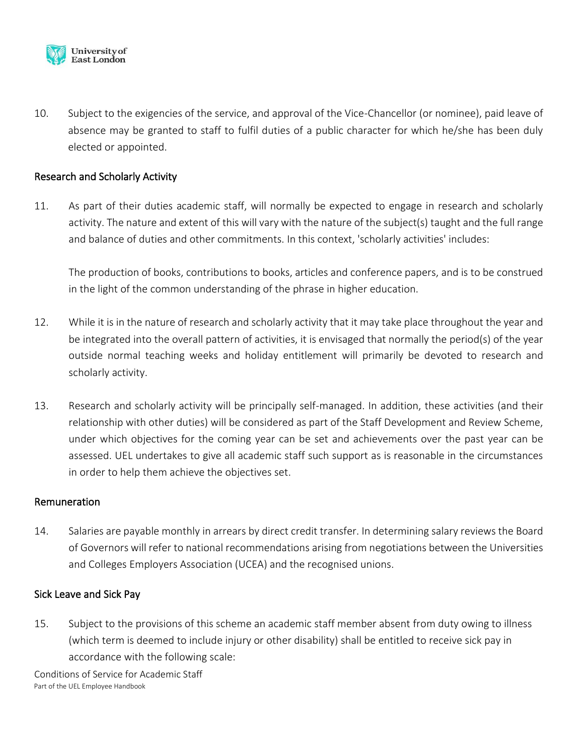10. Subject to the exigencies of the service, and approval of the Vice-Chancellor (or nominee), paid leave of absence may be granted to staff to fulfil duties of a public character for which he/she has been duly elected or appointed.

## Research and Scholarly Activity

11. As part of their duties academic staff, will normally be expected to engage in research and scholarly activity. The nature and extent of this will vary with the nature of the subject(s) taught and the full range and balance of duties and other commitments. In this context, 'scholarly activities' includes:

    The production of books, contributions to books, articles and conference papers, and is to be construed in the light of the common understanding of the phrase in higher education.

12. While it is in the nature of research and scholarly activity that it may take place throughout the year and be integrated into the overall pattern of activities, it is envisaged that normally the period(s) of the year outside normal teaching weeks and holiday entitlement will primarily be devoted to research and scholarly activity.

13. Research and scholarly activity will be principally self-managed. In addition, these activities (and their relationship with other duties) will be considered as part of the Staff Development and Review Scheme, under which objectives for the coming year can be set and achievements over the past year can be assessed. UEL undertakes to give all academic staff such support as is reasonable in the circumstances in order to help them achieve the objectives set.

## Remuneration

14. Salaries are payable monthly in arrears by direct credit transfer. In determining salary reviews the Board of Governors will refer to national recommendations arising from negotiations between the Universities and Colleges Employers Association (UCEA) and the recognised unions.

## Sick Leave and Sick Pay

15. Subject to the provisions of this scheme an academic staff member absent from duty owing to illness (which term is deemed to include injury or other disability) shall be entitled to receive sick pay in accordance with the following scale: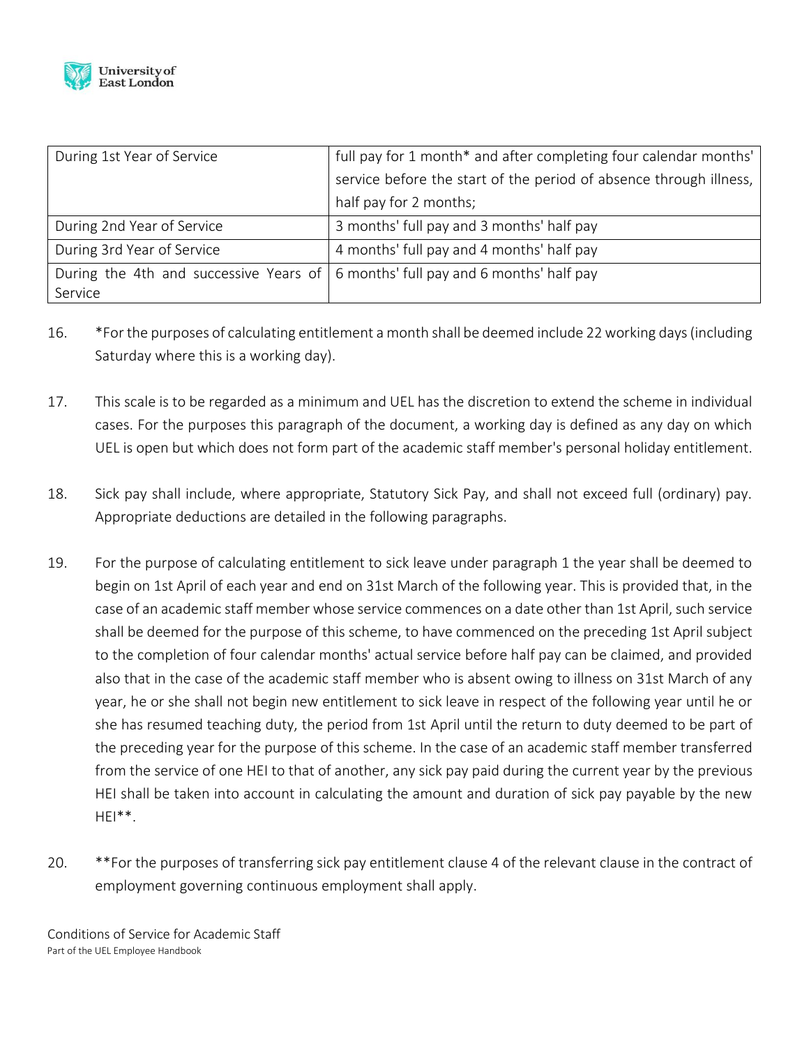| | |
|---|---|
| During 1st Year of Service | full pay for 1 month* and after completing four calendar months' service before the start of the period of absence through illness, half pay for 2 months; |
| During 2nd Year of Service | 3 months' full pay and 3 months' half pay |
| During 3rd Year of Service | 4 months' full pay and 4 months' half pay |
| During the 4th and successive Years of Service | 6 months' full pay and 6 months' half pay |

16. *For the purposes of calculating entitlement a month shall be deemed include 22 working days (including Saturday where this is a working day).

17. This scale is to be regarded as a minimum and UEL has the discretion to extend the scheme in individual cases. For the purposes this paragraph of the document, a working day is defined as any day on which UEL is open but which does not form part of the academic staff member's personal holiday entitlement.

18. Sick pay shall include, where appropriate, Statutory Sick Pay, and shall not exceed full (ordinary) pay. Appropriate deductions are detailed in the following paragraphs.

19. For the purpose of calculating entitlement to sick leave under paragraph 1 the year shall be deemed to begin on 1st April of each year and end on 31st March of the following year. This is provided that, in the case of an academic staff member whose service commences on a date other than 1st April, such service shall be deemed for the purpose of this scheme, to have commenced on the preceding 1st April subject to the completion of four calendar months' actual service before half pay can be claimed, and provided also that in the case of the academic staff member who is absent owing to illness on 31st March of any year, he or she shall not begin new entitlement to sick leave in respect of the following year until he or she has resumed teaching duty, the period from 1st April until the return to duty deemed to be part of the preceding year for the purpose of this scheme. In the case of an academic staff member transferred from the service of one HEI to that of another, any sick pay paid during the current year by the previous HEI shall be taken into account in calculating the amount and duration of sick pay payable by the new HEI**.

20. **For the purposes of transferring sick pay entitlement clause 4 of the relevant clause in the contract of employment governing continuous employment shall apply.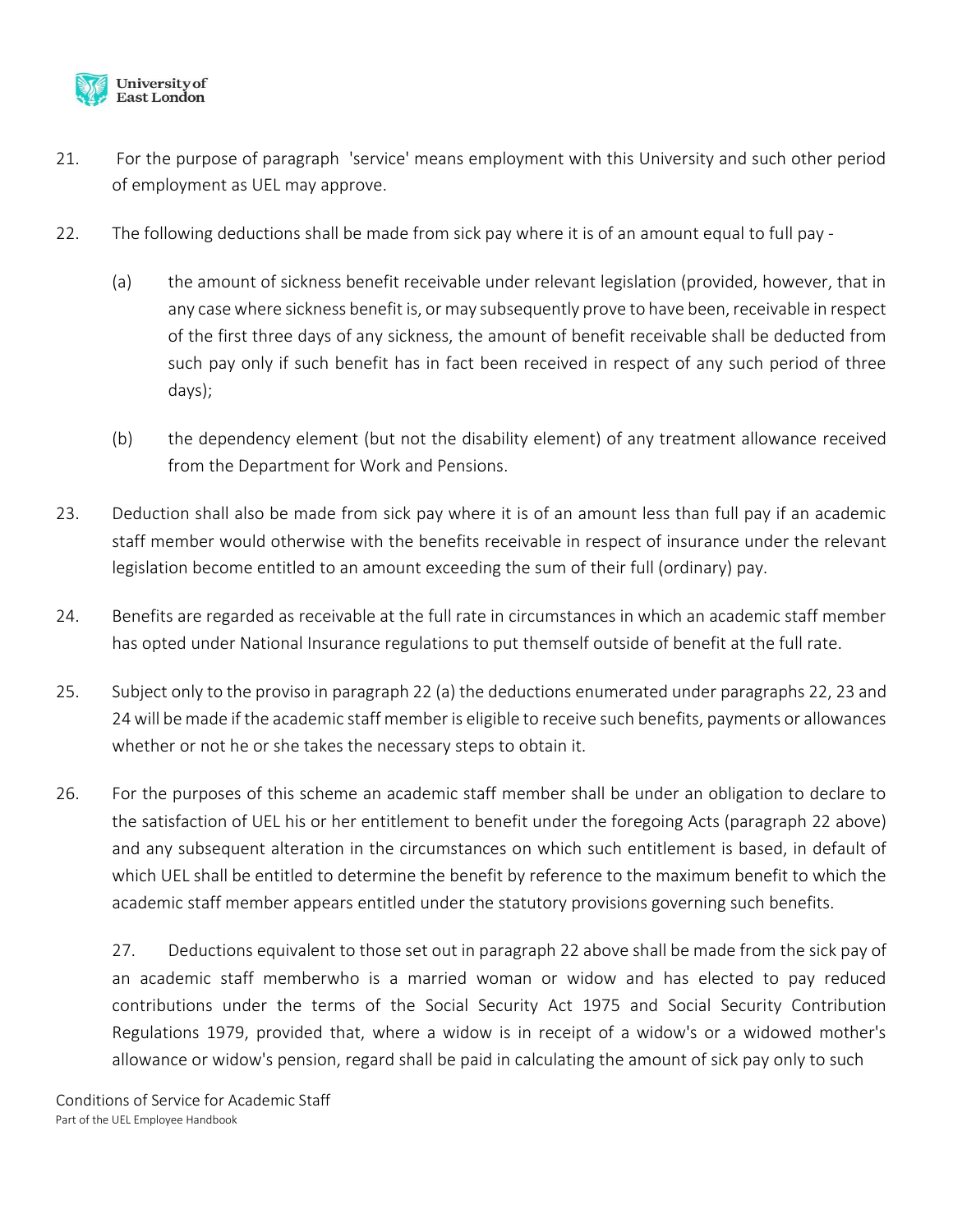21. For the purpose of paragraph 'service' means employment with this University and such other period of employment as UEL may approve.

22. The following deductions shall be made from sick pay where it is of an amount equal to full pay -

    (a) the amount of sickness benefit receivable under relevant legislation (provided, however, that in any case where sickness benefit is, or may subsequently prove to have been, receivable in respect of the first three days of any sickness, the amount of benefit receivable shall be deducted from such pay only if such benefit has in fact been received in respect of any such period of three days);

    (b) the dependency element (but not the disability element) of any treatment allowance received from the Department for Work and Pensions.

23. Deduction shall also be made from sick pay where it is of an amount less than full pay if an academic staff member would otherwise with the benefits receivable in respect of insurance under the relevant legislation become entitled to an amount exceeding the sum of their full (ordinary) pay.

24. Benefits are regarded as receivable at the full rate in circumstances in which an academic staff member has opted under National Insurance regulations to put themself outside of benefit at the full rate.

25. Subject only to the proviso in paragraph 22 (a) the deductions enumerated under paragraphs 22, 23 and 24 will be made if the academic staff member is eligible to receive such benefits, payments or allowances whether or not he or she takes the necessary steps to obtain it.

26. For the purposes of this scheme an academic staff member shall be under an obligation to declare to the satisfaction of UEL his or her entitlement to benefit under the foregoing Acts (paragraph 22 above) and any subsequent alteration in the circumstances on which such entitlement is based, in default of which UEL shall be entitled to determine the benefit by reference to the maximum benefit to which the academic staff member appears entitled under the statutory provisions governing such benefits.

27. Deductions equivalent to those set out in paragraph 22 above shall be made from the sick pay of an academic staff memberwho is a married woman or widow and has elected to pay reduced contributions under the terms of the Social Security Act 1975 and Social Security Contribution Regulations 1979, provided that, where a widow is in receipt of a widow's or a widowed mother's allowance or widow's pension, regard shall be paid in calculating the amount of sick pay only to such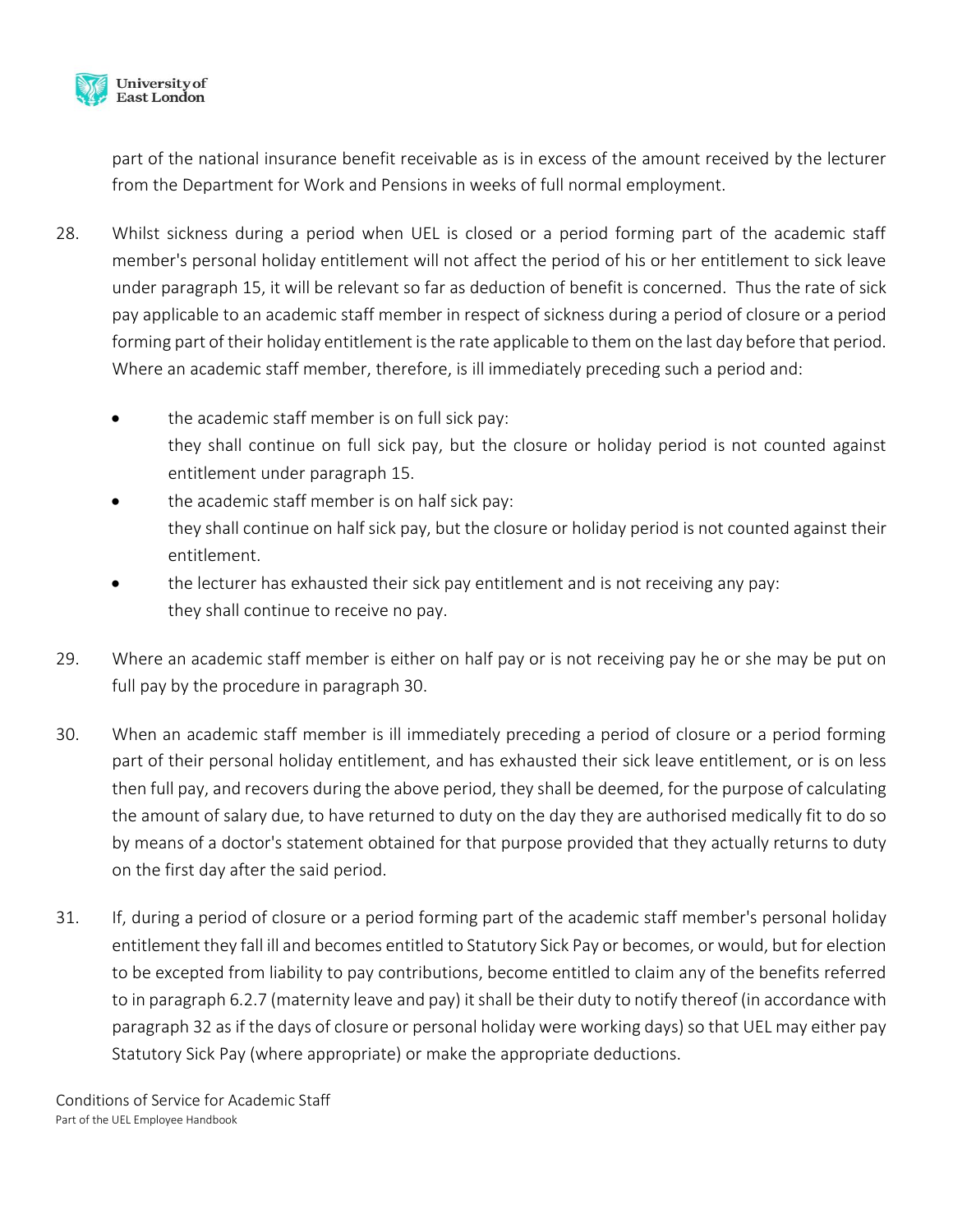part of the national insurance benefit receivable as is in excess of the amount received by the lecturer from the Department for Work and Pensions in weeks of full normal employment.

28. Whilst sickness during a period when UEL is closed or a period forming part of the academic staff member's personal holiday entitlement will not affect the period of his or her entitlement to sick leave under paragraph 15, it will be relevant so far as deduction of benefit is concerned. Thus the rate of sick pay applicable to an academic staff member in respect of sickness during a period of closure or a period forming part of their holiday entitlement is the rate applicable to them on the last day before that period. Where an academic staff member, therefore, is ill immediately preceding such a period and:

   - the academic staff member is on full sick pay:
     they shall continue on full sick pay, but the closure or holiday period is not counted against entitlement under paragraph 15.
   - the academic staff member is on half sick pay:
     they shall continue on half sick pay, but the closure or holiday period is not counted against their entitlement.
   - the lecturer has exhausted their sick pay entitlement and is not receiving any pay:
     they shall continue to receive no pay.

29. Where an academic staff member is either on half pay or is not receiving pay he or she may be put on full pay by the procedure in paragraph 30.

30. When an academic staff member is ill immediately preceding a period of closure or a period forming part of their personal holiday entitlement, and has exhausted their sick leave entitlement, or is on less then full pay, and recovers during the above period, they shall be deemed, for the purpose of calculating the amount of salary due, to have returned to duty on the day they are authorised medically fit to do so by means of a doctor's statement obtained for that purpose provided that they actually returns to duty on the first day after the said period.

31. If, during a period of closure or a period forming part of the academic staff member's personal holiday entitlement they fall ill and becomes entitled to Statutory Sick Pay or becomes, or would, but for election to be excepted from liability to pay contributions, become entitled to claim any of the benefits referred to in paragraph 6.2.7 (maternity leave and pay) it shall be their duty to notify thereof (in accordance with paragraph 32 as if the days of closure or personal holiday were working days) so that UEL may either pay Statutory Sick Pay (where appropriate) or make the appropriate deductions.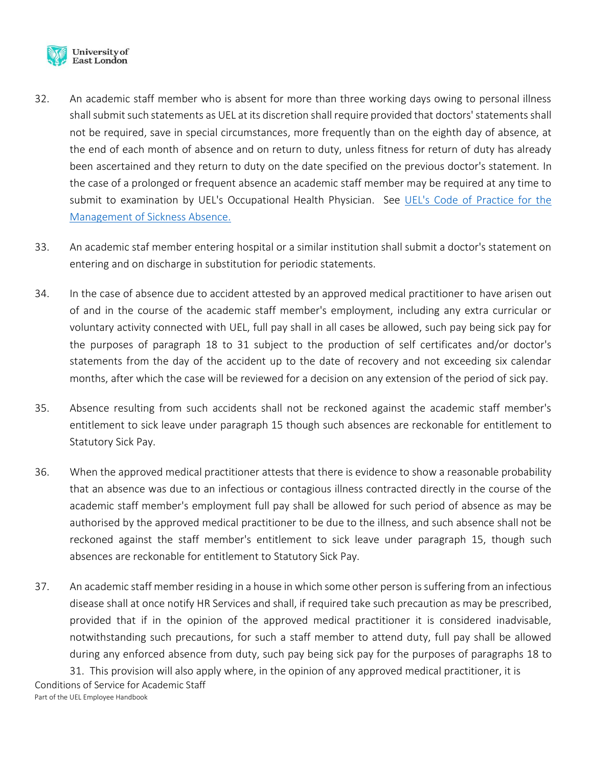32. An academic staff member who is absent for more than three working days owing to personal illness shall submit such statements as UEL at its discretion shall require provided that doctors' statements shall not be required, save in special circumstances, more frequently than on the eighth day of absence, at the end of each month of absence and on return to duty, unless fitness for return of duty has already been ascertained and they return to duty on the date specified on the previous doctor's statement. In the case of a prolonged or frequent absence an academic staff member may be required at any time to submit to examination by UEL's Occupational Health Physician. See [UEL's Code of Practice for the Management of Sickness Absence.]()

33. An academic staf member entering hospital or a similar institution shall submit a doctor's statement on entering and on discharge in substitution for periodic statements.

34. In the case of absence due to accident attested by an approved medical practitioner to have arisen out of and in the course of the academic staff member's employment, including any extra curricular or voluntary activity connected with UEL, full pay shall in all cases be allowed, such pay being sick pay for the purposes of paragraph 18 to 31 subject to the production of self certificates and/or doctor's statements from the day of the accident up to the date of recovery and not exceeding six calendar months, after which the case will be reviewed for a decision on any extension of the period of sick pay.

35. Absence resulting from such accidents shall not be reckoned against the academic staff member's entitlement to sick leave under paragraph 15 though such absences are reckonable for entitlement to Statutory Sick Pay.

36. When the approved medical practitioner attests that there is evidence to show a reasonable probability that an absence was due to an infectious or contagious illness contracted directly in the course of the academic staff member's employment full pay shall be allowed for such period of absence as may be authorised by the approved medical practitioner to be due to the illness, and such absence shall not be reckoned against the staff member's entitlement to sick leave under paragraph 15, though such absences are reckonable for entitlement to Statutory Sick Pay.

37. An academic staff member residing in a house in which some other person is suffering from an infectious disease shall at once notify HR Services and shall, if required take such precaution as may be prescribed, provided that if in the opinion of the approved medical practitioner it is considered inadvisable, notwithstanding such precautions, for such a staff member to attend duty, full pay shall be allowed during any enforced absence from duty, such pay being sick pay for the purposes of paragraphs 18 to 31. This provision will also apply where, in the opinion of any approved medical practitioner, it is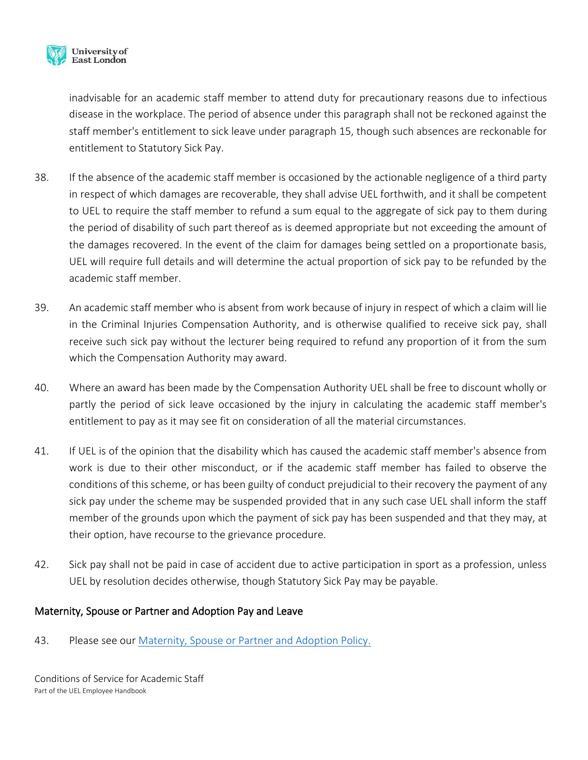inadvisable for an academic staff member to attend duty for precautionary reasons due to infectious disease in the workplace. The period of absence under this paragraph shall not be reckoned against the staff member's entitlement to sick leave under paragraph 15, though such absences are reckonable for entitlement to Statutory Sick Pay.

38. If the absence of the academic staff member is occasioned by the actionable negligence of a third party in respect of which damages are recoverable, they shall advise UEL forthwith, and it shall be competent to UEL to require the staff member to refund a sum equal to the aggregate of sick pay to them during the period of disability of such part thereof as is deemed appropriate but not exceeding the amount of the damages recovered. In the event of the claim for damages being settled on a proportionate basis, UEL will require full details and will determine the actual proportion of sick pay to be refunded by the academic staff member.

39. An academic staff member who is absent from work because of injury in respect of which a claim will lie in the Criminal Injuries Compensation Authority, and is otherwise qualified to receive sick pay, shall receive such sick pay without the lecturer being required to refund any proportion of it from the sum which the Compensation Authority may award.

40. Where an award has been made by the Compensation Authority UEL shall be free to discount wholly or partly the period of sick leave occasioned by the injury in calculating the academic staff member's entitlement to pay as it may see fit on consideration of all the material circumstances.

41. If UEL is of the opinion that the disability which has caused the academic staff member's absence from work is due to their other misconduct, or if the academic staff member has failed to observe the conditions of this scheme, or has been guilty of conduct prejudicial to their recovery the payment of any sick pay under the scheme may be suspended provided that in any such case UEL shall inform the staff member of the grounds upon which the payment of sick pay has been suspended and that they may, at their option, have recourse to the grievance procedure.

42. Sick pay shall not be paid in case of accident due to active participation in sport as a profession, unless UEL by resolution decides otherwise, though Statutory Sick Pay may be payable.

## Maternity, Spouse or Partner and Adoption Pay and Leave

43. Please see our [Maternity, Spouse or Partner and Adoption Policy.]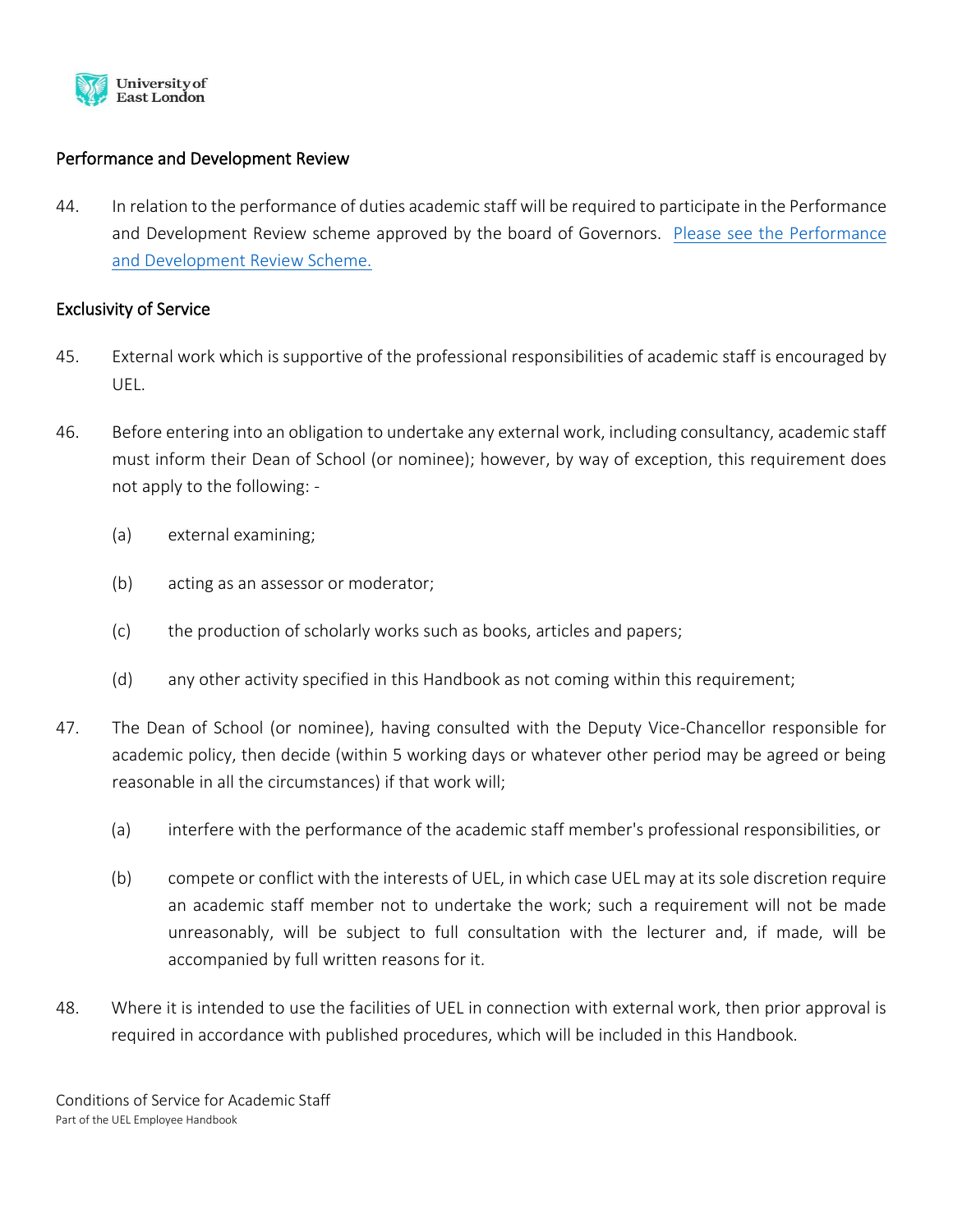## Performance and Development Review

44. In relation to the performance of duties academic staff will be required to participate in the Performance and Development Review scheme approved by the board of Governors. [Please see the Performance and Development Review Scheme.]

## Exclusivity of Service

45. External work which is supportive of the professional responsibilities of academic staff is encouraged by UEL.

46. Before entering into an obligation to undertake any external work, including consultancy, academic staff must inform their Dean of School (or nominee); however, by way of exception, this requirement does not apply to the following: -

    (a) external examining;

    (b) acting as an assessor or moderator;

    (c) the production of scholarly works such as books, articles and papers;

    (d) any other activity specified in this Handbook as not coming within this requirement;

47. The Dean of School (or nominee), having consulted with the Deputy Vice-Chancellor responsible for academic policy, then decide (within 5 working days or whatever other period may be agreed or being reasonable in all the circumstances) if that work will;

    (a) interfere with the performance of the academic staff member's professional responsibilities, or

    (b) compete or conflict with the interests of UEL, in which case UEL may at its sole discretion require an academic staff member not to undertake the work; such a requirement will not be made unreasonably, will be subject to full consultation with the lecturer and, if made, will be accompanied by full written reasons for it.

48. Where it is intended to use the facilities of UEL in connection with external work, then prior approval is required in accordance with published procedures, which will be included in this Handbook.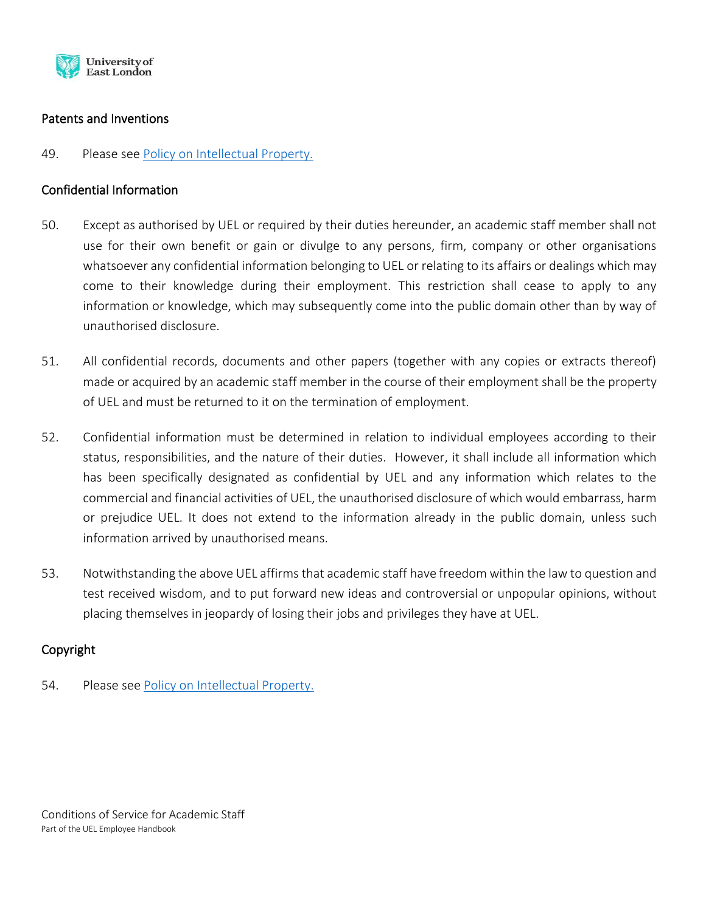## Patents and Inventions

49. Please see [Policy on Intellectual Property.]()

## Confidential Information

50. Except as authorised by UEL or required by their duties hereunder, an academic staff member shall not use for their own benefit or gain or divulge to any persons, firm, company or other organisations whatsoever any confidential information belonging to UEL or relating to its affairs or dealings which may come to their knowledge during their employment. This restriction shall cease to apply to any information or knowledge, which may subsequently come into the public domain other than by way of unauthorised disclosure.

51. All confidential records, documents and other papers (together with any copies or extracts thereof) made or acquired by an academic staff member in the course of their employment shall be the property of UEL and must be returned to it on the termination of employment.

52. Confidential information must be determined in relation to individual employees according to their status, responsibilities, and the nature of their duties. However, it shall include all information which has been specifically designated as confidential by UEL and any information which relates to the commercial and financial activities of UEL, the unauthorised disclosure of which would embarrass, harm or prejudice UEL. It does not extend to the information already in the public domain, unless such information arrived by unauthorised means.

53. Notwithstanding the above UEL affirms that academic staff have freedom within the law to question and test received wisdom, and to put forward new ideas and controversial or unpopular opinions, without placing themselves in jeopardy of losing their jobs and privileges they have at UEL.

## Copyright

54. Please see [Policy on Intellectual Property.]()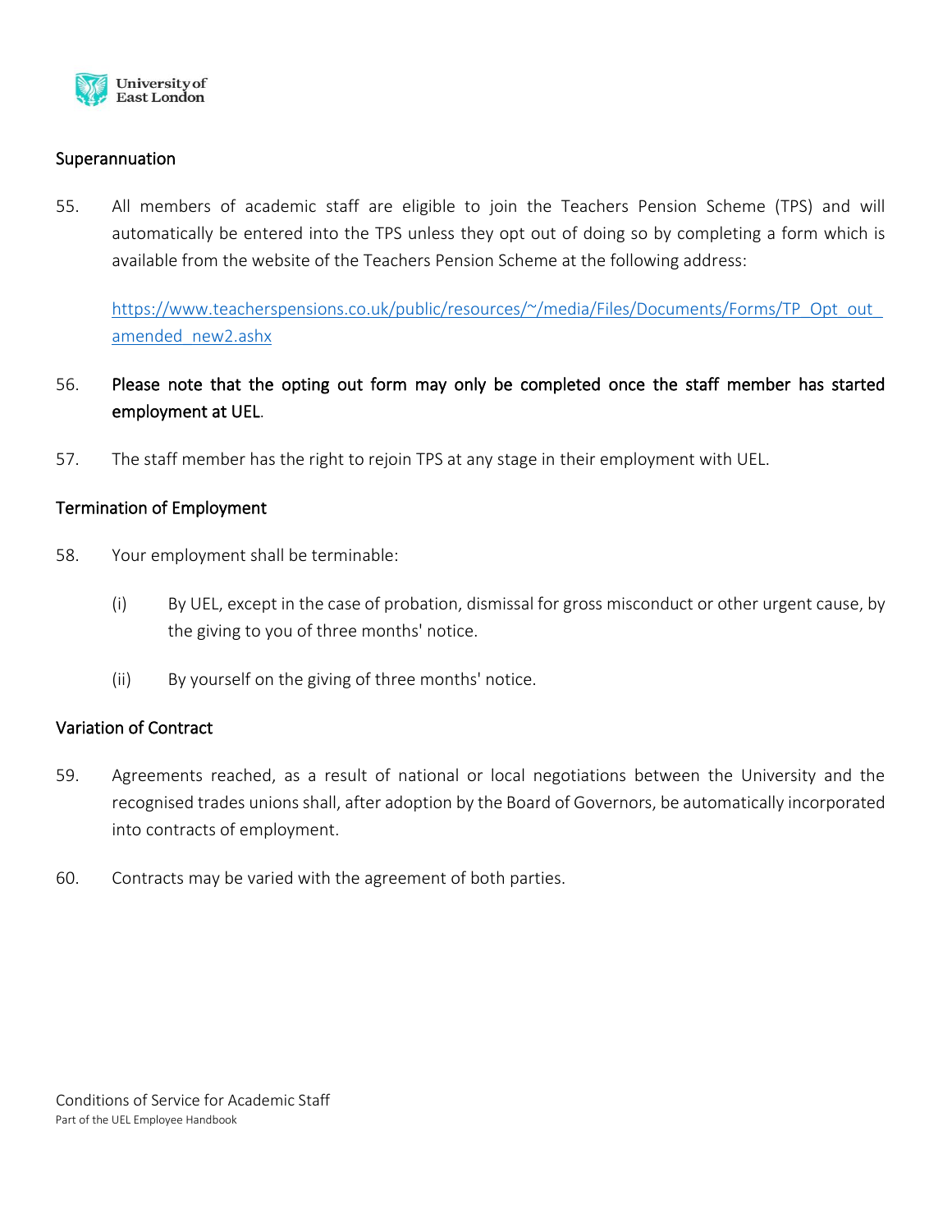## Superannuation

55. All members of academic staff are eligible to join the Teachers Pension Scheme (TPS) and will automatically be entered into the TPS unless they opt out of doing so by completing a form which is available from the website of the Teachers Pension Scheme at the following address:

    https://www.teacherspensions.co.uk/public/resources/~/media/Files/Documents/Forms/TP_Opt_out_amended_new2.ashx

56. **Please note that the opting out form may only be completed once the staff member has started employment at UEL**.

57. The staff member has the right to rejoin TPS at any stage in their employment with UEL.

## Termination of Employment

58. Your employment shall be terminable:

    (i) By UEL, except in the case of probation, dismissal for gross misconduct or other urgent cause, by the giving to you of three months' notice.

    (ii) By yourself on the giving of three months' notice.

## Variation of Contract

59. Agreements reached, as a result of national or local negotiations between the University and the recognised trades unions shall, after adoption by the Board of Governors, be automatically incorporated into contracts of employment.

60. Contracts may be varied with the agreement of both parties.